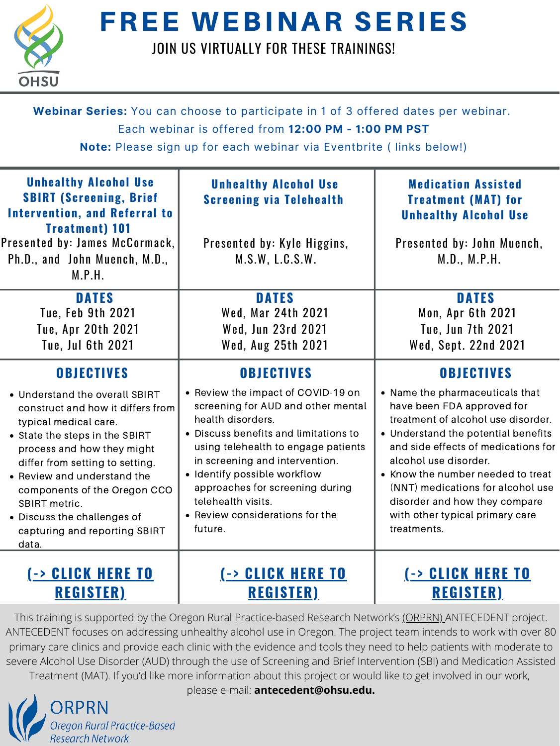# FREE WEBINAR SERIES

JOIN US VIRTUALLY FOR THESE TRAININGS!

**Webinar Series:** You can choose to participate in 1 of 3 offered dates per webinar.
Each webinar is offered from **12:00 PM - 1:00 PM PST**
**Note:** Please sign up for each webinar via Eventbrite ( links below!)

| **Unhealthy Alcohol Use SBIRT (Screening, Brief Intervention, and Referral to Treatment) 101**<br>Presented by: James McCormack, Ph.D., and John Muench, M.D., M.P.H. | **Unhealthy Alcohol Use Screening via Telehealth**<br>Presented by: Kyle Higgins, M.S.W, L.C.S.W. | **Medication Assisted Treatment (MAT) for Unhealthy Alcohol Use**<br>Presented by: John Muench, M.D., M.P.H. |
|---|---|---|
| **DATES**<br>Tue, Feb 9th 2021<br>Tue, Apr 20th 2021<br>Tue, Jul 6th 2021 | **DATES**<br>Wed, Mar 24th 2021<br>Wed, Jun 23rd 2021<br>Wed, Aug 25th 2021 | **DATES**<br>Mon, Apr 6th 2021<br>Tue, Jun 7th 2021<br>Wed, Sept. 22nd 2021 |
| **OBJECTIVES**<br>• Understand the overall SBIRT construct and how it differs from typical medical care.<br>• State the steps in the SBIRT process and how they might differ from setting to setting.<br>• Review and understand the components of the Oregon CCO SBIRT metric.<br>• Discuss the challenges of capturing and reporting SBIRT data. | **OBJECTIVES**<br>• Review the impact of COVID-19 on screening for AUD and other mental health disorders.<br>• Discuss benefits and limitations to using telehealth to engage patients in screening and intervention.<br>• Identify possible workflow approaches for screening during telehealth visits.<br>• Review considerations for the future. | **OBJECTIVES**<br>• Name the pharmaceuticals that have been FDA approved for treatment of alcohol use disorder.<br>• Understand the potential benefits and side effects of medications for alcohol use disorder.<br>• Know the number needed to treat (NNT) medications for alcohol use disorder and how they compare with other typical primary care treatments. |
| (-> CLICK HERE TO REGISTER) | (-> CLICK HERE TO REGISTER) | (-> CLICK HERE TO REGISTER) |

This training is supported by the Oregon Rural Practice-based Research Network's (ORPRN) ANTECEDENT project. ANTECEDENT focuses on addressing unhealthy alcohol use in Oregon. The project team intends to work with over 80 primary care clinics and provide each clinic with the evidence and tools they need to help patients with moderate to severe Alcohol Use Disorder (AUD) through the use of Screening and Brief Intervention (SBI) and Medication Assisted Treatment (MAT). If you'd like more information about this project or would like to get involved in our work, please e-mail: **antecedent@ohsu.edu.**

ORPRN
*Oregon Rural Practice-Based Research Network*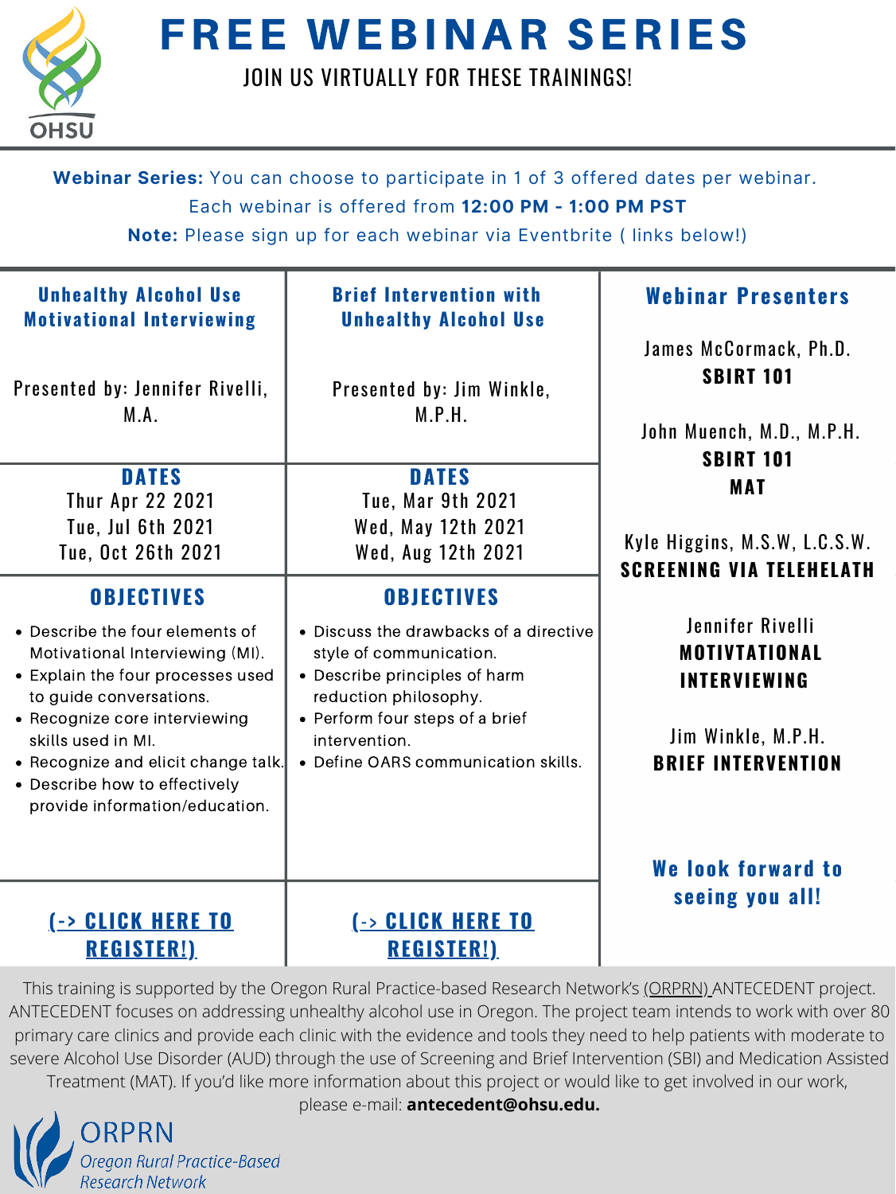# FREE WEBINAR SERIES

JOIN US VIRTUALLY FOR THESE TRAININGS!

**Webinar Series:** You can choose to participate in 1 of 3 offered dates per webinar.

Each webinar is offered from **12:00 PM - 1:00 PM PST**

**Note:** Please sign up for each webinar via Eventbrite ( links below!)

## Unhealthy Alcohol Use Motivational Interviewing

Presented by: Jennifer Rivelli, M.A.

### DATES

Thur Apr 22 2021

Tue, Jul 6th 2021

Tue, Oct 26th 2021

### OBJECTIVES

- Describe the four elements of Motivational Interviewing (MI).
- Explain the four processes used to guide conversations.
- Recognize core interviewing skills used in MI.
- Recognize and elicit change talk.
- Describe how to effectively provide information/education.

(-> CLICK HERE TO REGISTER!)

## Brief Intervention with Unhealthy Alcohol Use

Presented by: Jim Winkle, M.P.H.

### DATES

Tue, Mar 9th 2021

Wed, May 12th 2021

Wed, Aug 12th 2021

### OBJECTIVES

- Discuss the drawbacks of a directive style of communication.
- Describe principles of harm reduction philosophy.
- Perform four steps of a brief intervention.
- Define OARS communication skills.

(-> CLICK HERE TO REGISTER!)

## Webinar Presenters

James McCormack, Ph.D.
**SBIRT 101**

John Muench, M.D., M.P.H.
**SBIRT 101**
**MAT**

Kyle Higgins, M.S.W, L.C.S.W.
**SCREENING VIA TELEHELATH**

Jennifer Rivelli
**MOTIVTATIONAL INTERVIEWING**

Jim Winkle, M.P.H.
**BRIEF INTERVENTION**

**We look forward to seeing you all!**

This training is supported by the Oregon Rural Practice-based Research Network's (ORPRN) ANTECEDENT project. ANTECEDENT focuses on addressing unhealthy alcohol use in Oregon. The project team intends to work with over 80 primary care clinics and provide each clinic with the evidence and tools they need to help patients with moderate to severe Alcohol Use Disorder (AUD) through the use of Screening and Brief Intervention (SBI) and Medication Assisted Treatment (MAT). If you'd like more information about this project or would like to get involved in our work, please e-mail: **antecedent@ohsu.edu.**

ORPRN
Oregon Rural Practice-Based Research Network